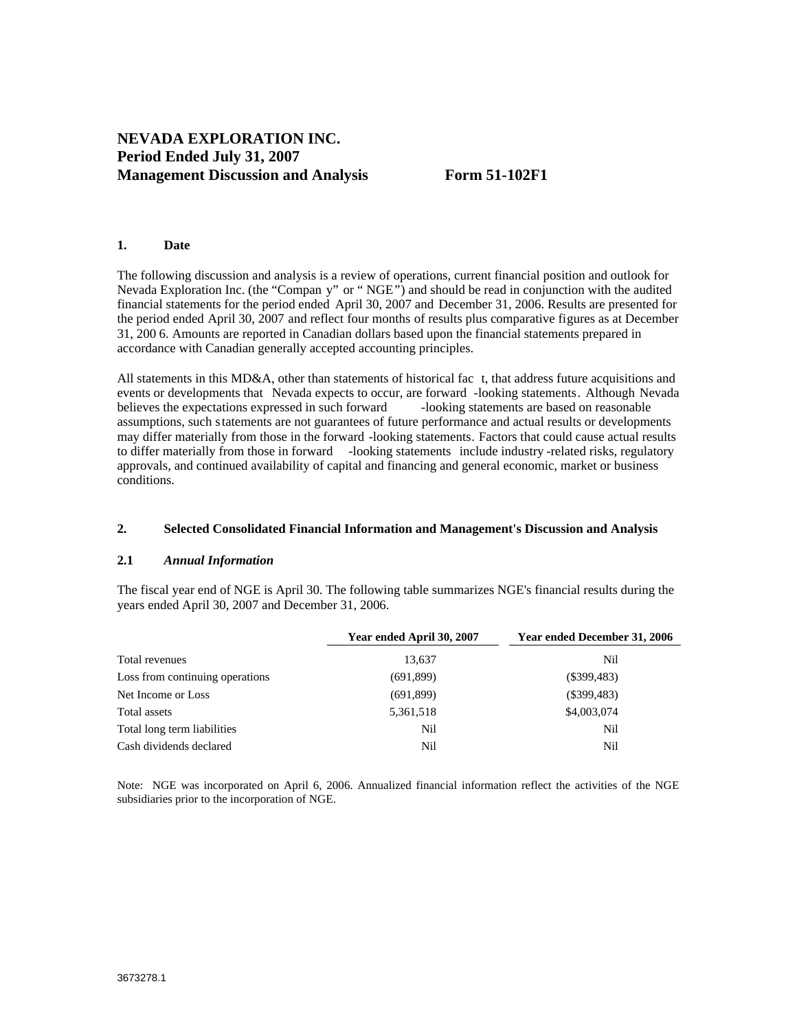# NEVADA EXPLORATION INC.
# Period Ended July 31, 2007
# Management Discussion and Analysis Form 51-102F1

## 1. Date

The following discussion and analysis is a review of operations, current financial position and outlook for Nevada Exploration Inc. (the "Company" or "NGE") and should be read in conjunction with the audited financial statements for the period ended April 30, 2007 and December 31, 2006. Results are presented for the period ended April 30, 2007 and reflect four months of results plus comparative figures as at December 31, 2006. Amounts are reported in Canadian dollars based upon the financial statements prepared in accordance with Canadian generally accepted accounting principles.

All statements in this MD&A, other than statements of historical fact, that address future acquisitions and events or developments that Nevada expects to occur, are forward-looking statements. Although Nevada believes the expectations expressed in such forward-looking statements are based on reasonable assumptions, such statements are not guarantees of future performance and actual results or developments may differ materially from those in the forward-looking statements. Factors that could cause actual results to differ materially from those in forward-looking statements include industry-related risks, regulatory approvals, and continued availability of capital and financing and general economic, market or business conditions.

## 2. Selected Consolidated Financial Information and Management's Discussion and Analysis

### 2.1 *Annual Information*

The fiscal year end of NGE is April 30. The following table summarizes NGE's financial results during the years ended April 30, 2007 and December 31, 2006.

| | Year ended April 30, 2007 | Year ended December 31, 2006 |
|---|---|---|
| Total revenues | 13,637 | Nil |
| Loss from continuing operations | (691,899) | ($399,483) |
| Net Income or Loss | (691,899) | ($399,483) |
| Total assets | 5,361,518 | $4,003,074 |
| Total long term liabilities | Nil | Nil |
| Cash dividends declared | Nil | Nil |

Note: NGE was incorporated on April 6, 2006. Annualized financial information reflect the activities of the NGE subsidiaries prior to the incorporation of NGE.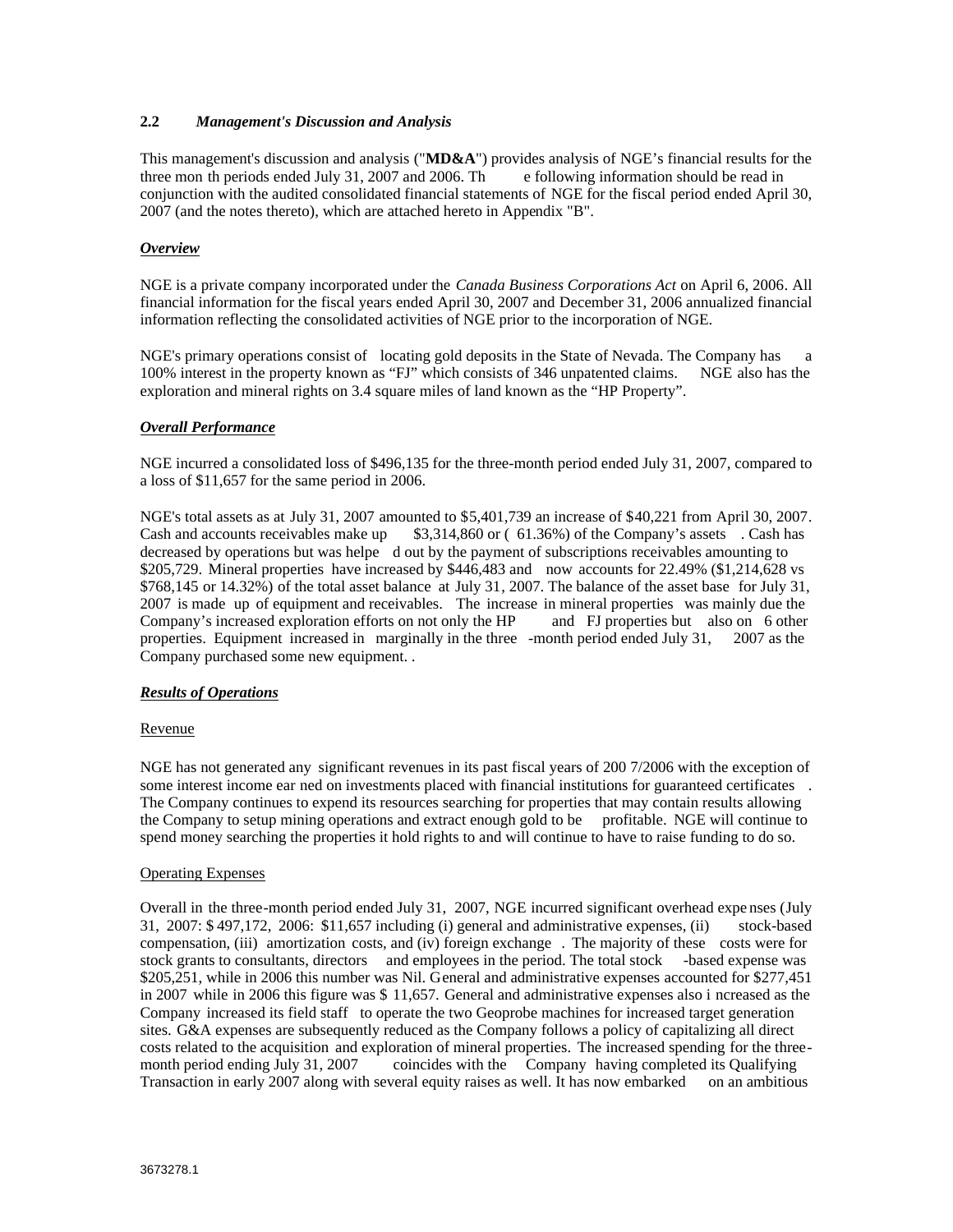## 2.2 *Management's Discussion and Analysis*

This management's discussion and analysis ("**MD&A**") provides analysis of NGE's financial results for the three month periods ended July 31, 2007 and 2006. The following information should be read in conjunction with the audited consolidated financial statements of NGE for the fiscal period ended April 30, 2007 (and the notes thereto), which are attached hereto in Appendix "B".

***Overview***

NGE is a private company incorporated under the *Canada Business Corporations Act* on April 6, 2006. All financial information for the fiscal years ended April 30, 2007 and December 31, 2006 annualized financial information reflecting the consolidated activities of NGE prior to the incorporation of NGE.

NGE's primary operations consist of locating gold deposits in the State of Nevada. The Company has a 100% interest in the property known as "FJ" which consists of 346 unpatented claims. NGE also has the exploration and mineral rights on 3.4 square miles of land known as the "HP Property".

***Overall Performance***

NGE incurred a consolidated loss of $496,135 for the three-month period ended July 31, 2007, compared to a loss of $11,657 for the same period in 2006.

NGE's total assets as at July 31, 2007 amounted to $5,401,739 an increase of $40,221 from April 30, 2007. Cash and accounts receivables make up $3,314,860 or (61.36%) of the Company's assets. Cash has decreased by operations but was helped out by the payment of subscriptions receivables amounting to $205,729. Mineral properties have increased by $446,483 and now accounts for 22.49% ($1,214,628 vs $768,145 or 14.32%) of the total asset balance at July 31, 2007. The balance of the asset base for July 31, 2007 is made up of equipment and receivables. The increase in mineral properties was mainly due the Company's increased exploration efforts on not only the HP and FJ properties but also on 6 other properties. Equipment increased in marginally in the three-month period ended July 31, 2007 as the Company purchased some new equipment. .

***Results of Operations***

Revenue

NGE has not generated any significant revenues in its past fiscal years of 2007/2006 with the exception of some interest income earned on investments placed with financial institutions for guaranteed certificates. The Company continues to expend its resources searching for properties that may contain results allowing the Company to setup mining operations and extract enough gold to be profitable. NGE will continue to spend money searching the properties it hold rights to and will continue to have to raise funding to do so.

Operating Expenses

Overall in the three-month period ended July 31, 2007, NGE incurred significant overhead expenses (July 31, 2007: $497,172, 2006: $11,657 including (i) general and administrative expenses, (ii) stock-based compensation, (iii) amortization costs, and (iv) foreign exchange. The majority of these costs were for stock grants to consultants, directors and employees in the period. The total stock-based expense was $205,251, while in 2006 this number was Nil. General and administrative expenses accounted for $277,451 in 2007 while in 2006 this figure was $11,657. General and administrative expenses also increased as the Company increased its field staff to operate the two Geoprobe machines for increased target generation sites. G&A expenses are subsequently reduced as the Company follows a policy of capitalizing all direct costs related to the acquisition and exploration of mineral properties. The increased spending for the three-month period ending July 31, 2007 coincides with the Company having completed its Qualifying Transaction in early 2007 along with several equity raises as well. It has now embarked on an ambitious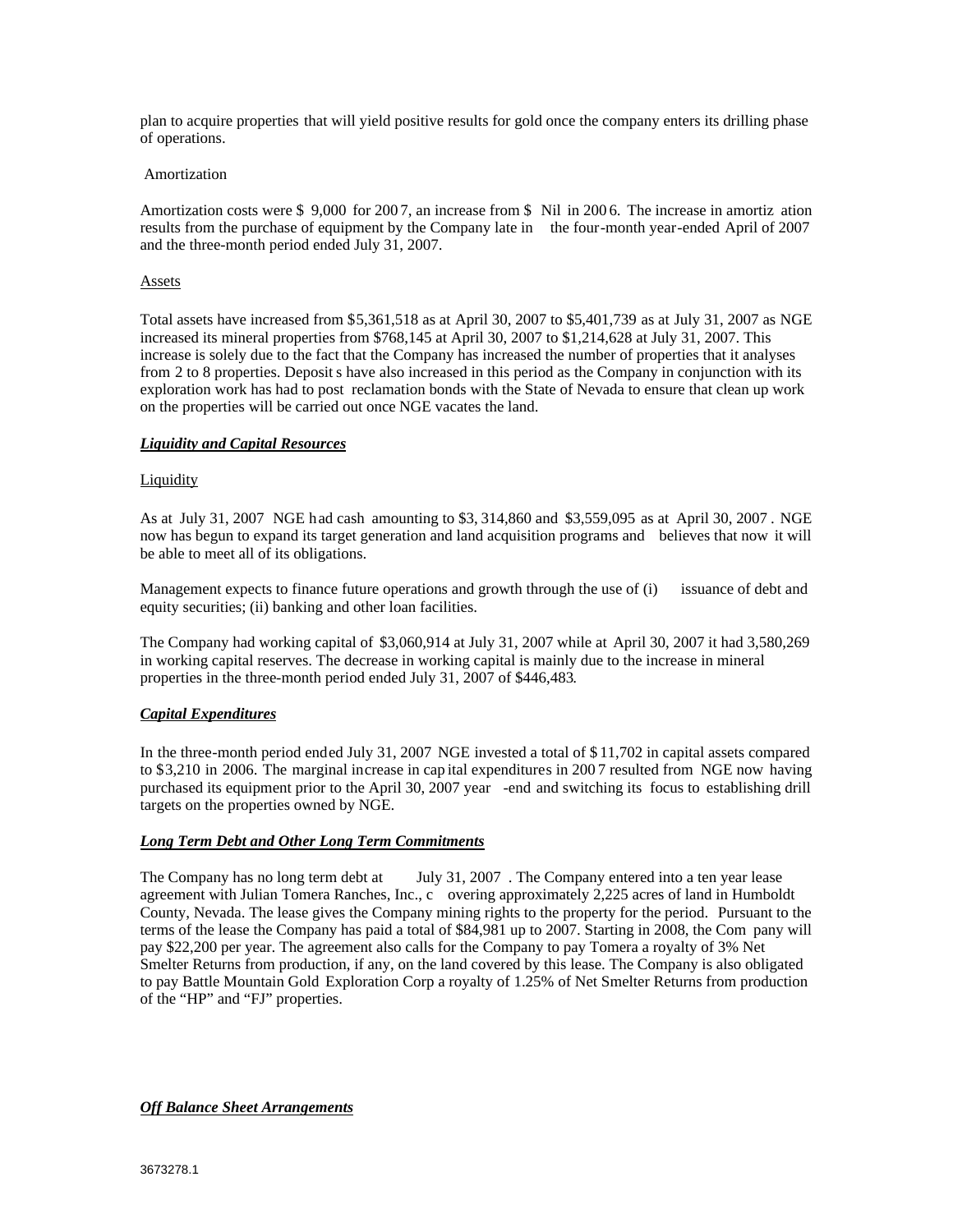plan to acquire properties that will yield positive results for gold once the company enters its drilling phase of operations.

Amortization

Amortization costs were $ 9,000 for 2007, an increase from $ Nil in 2006. The increase in amortization results from the purchase of equipment by the Company late in the four-month year-ended April of 2007 and the three-month period ended July 31, 2007.

Assets

Total assets have increased from $5,361,518 as at April 30, 2007 to $5,401,739 as at July 31, 2007 as NGE increased its mineral properties from $768,145 at April 30, 2007 to $1,214,628 at July 31, 2007. This increase is solely due to the fact that the Company has increased the number of properties that it analyses from 2 to 8 properties. Deposits have also increased in this period as the Company in conjunction with its exploration work has had to post reclamation bonds with the State of Nevada to ensure that clean up work on the properties will be carried out once NGE vacates the land.

***Liquidity and Capital Resources***

Liquidity

As at July 31, 2007 NGE had cash amounting to $3,314,860 and $3,559,095 as at April 30, 2007. NGE now has begun to expand its target generation and land acquisition programs and believes that now it will be able to meet all of its obligations.

Management expects to finance future operations and growth through the use of (i) issuance of debt and equity securities; (ii) banking and other loan facilities.

The Company had working capital of $3,060,914 at July 31, 2007 while at April 30, 2007 it had 3,580,269 in working capital reserves. The decrease in working capital is mainly due to the increase in mineral properties in the three-month period ended July 31, 2007 of $446,483.

***Capital Expenditures***

In the three-month period ended July 31, 2007 NGE invested a total of $11,702 in capital assets compared to $3,210 in 2006. The marginal increase in capital expenditures in 2007 resulted from NGE now having purchased its equipment prior to the April 30, 2007 year-end and switching its focus to establishing drill targets on the properties owned by NGE.

***Long Term Debt and Other Long Term Commitments***

The Company has no long term debt at July 31, 2007. The Company entered into a ten year lease agreement with Julian Tomera Ranches, Inc., covering approximately 2,225 acres of land in Humboldt County, Nevada. The lease gives the Company mining rights to the property for the period. Pursuant to the terms of the lease the Company has paid a total of $84,981 up to 2007. Starting in 2008, the Company will pay $22,200 per year. The agreement also calls for the Company to pay Tomera a royalty of 3% Net Smelter Returns from production, if any, on the land covered by this lease. The Company is also obligated to pay Battle Mountain Gold Exploration Corp a royalty of 1.25% of Net Smelter Returns from production of the "HP" and "FJ" properties.

***Off Balance Sheet Arrangements***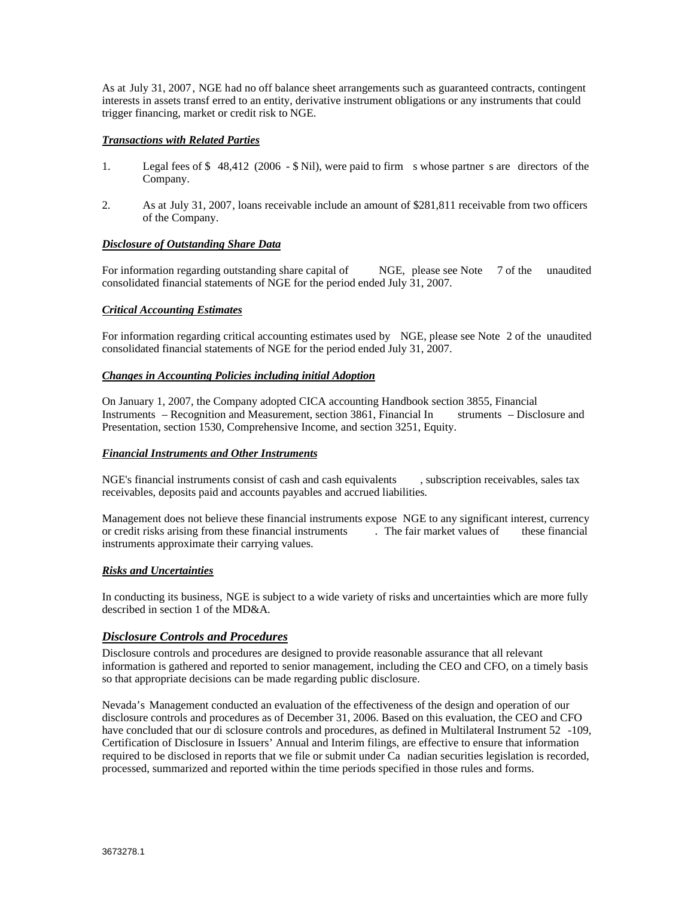As at July 31, 2007, NGE had no off balance sheet arrangements such as guaranteed contracts, contingent interests in assets transferred to an entity, derivative instrument obligations or any instruments that could trigger financing, market or credit risk to NGE.

***Transactions with Related Parties***

1. Legal fees of $ 48,412 (2006 - $ Nil), were paid to firms whose partners are directors of the Company.

2. As at July 31, 2007, loans receivable include an amount of $281,811 receivable from two officers of the Company.

***Disclosure of Outstanding Share Data***

For information regarding outstanding share capital of NGE, please see Note 7 of the unaudited consolidated financial statements of NGE for the period ended July 31, 2007.

***Critical Accounting Estimates***

For information regarding critical accounting estimates used by NGE, please see Note 2 of the unaudited consolidated financial statements of NGE for the period ended July 31, 2007.

***Changes in Accounting Policies including initial Adoption***

On January 1, 2007, the Company adopted CICA accounting Handbook section 3855, Financial Instruments – Recognition and Measurement, section 3861, Financial Instruments – Disclosure and Presentation, section 1530, Comprehensive Income, and section 3251, Equity.

***Financial Instruments and Other Instruments***

NGE's financial instruments consist of cash and cash equivalents, subscription receivables, sales tax receivables, deposits paid and accounts payables and accrued liabilities.

Management does not believe these financial instruments expose NGE to any significant interest, currency or credit risks arising from these financial instruments. The fair market values of these financial instruments approximate their carrying values.

***Risks and Uncertainties***

In conducting its business, NGE is subject to a wide variety of risks and uncertainties which are more fully described in section 1 of the MD&A.

## ***Disclosure Controls and Procedures***

Disclosure controls and procedures are designed to provide reasonable assurance that all relevant information is gathered and reported to senior management, including the CEO and CFO, on a timely basis so that appropriate decisions can be made regarding public disclosure.

Nevada's Management conducted an evaluation of the effectiveness of the design and operation of our disclosure controls and procedures as of December 31, 2006. Based on this evaluation, the CEO and CFO have concluded that our disclosure controls and procedures, as defined in Multilateral Instrument 52-109, Certification of Disclosure in Issuers' Annual and Interim filings, are effective to ensure that information required to be disclosed in reports that we file or submit under Canadian securities legislation is recorded, processed, summarized and reported within the time periods specified in those rules and forms.